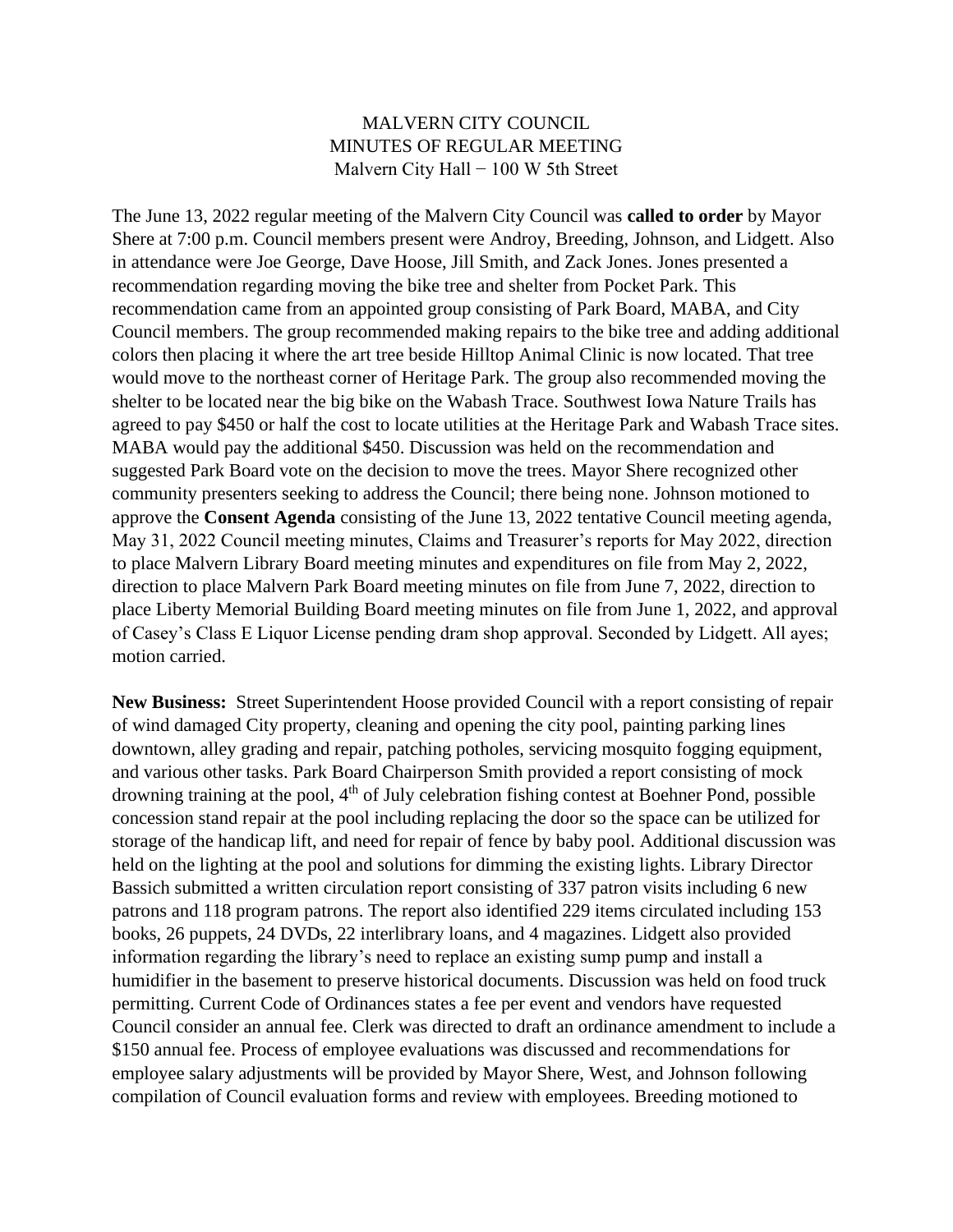MALVERN CITY COUNCIL
MINUTES OF REGULAR MEETING
Malvern City Hall − 100 W 5th Street

The June 13, 2022 regular meeting of the Malvern City Council was **called to order** by Mayor Shere at 7:00 p.m. Council members present were Androy, Breeding, Johnson, and Lidgett. Also in attendance were Joe George, Dave Hoose, Jill Smith, and Zack Jones. Jones presented a recommendation regarding moving the bike tree and shelter from Pocket Park. This recommendation came from an appointed group consisting of Park Board, MABA, and City Council members. The group recommended making repairs to the bike tree and adding additional colors then placing it where the art tree beside Hilltop Animal Clinic is now located. That tree would move to the northeast corner of Heritage Park. The group also recommended moving the shelter to be located near the big bike on the Wabash Trace. Southwest Iowa Nature Trails has agreed to pay $450 or half the cost to locate utilities at the Heritage Park and Wabash Trace sites. MABA would pay the additional $450. Discussion was held on the recommendation and suggested Park Board vote on the decision to move the trees. Mayor Shere recognized other community presenters seeking to address the Council; there being none. Johnson motioned to approve the **Consent Agenda** consisting of the June 13, 2022 tentative Council meeting agenda, May 31, 2022 Council meeting minutes, Claims and Treasurer's reports for May 2022, direction to place Malvern Library Board meeting minutes and expenditures on file from May 2, 2022, direction to place Malvern Park Board meeting minutes on file from June 7, 2022, direction to place Liberty Memorial Building Board meeting minutes on file from June 1, 2022, and approval of Casey's Class E Liquor License pending dram shop approval. Seconded by Lidgett. All ayes; motion carried.

**New Business:** Street Superintendent Hoose provided Council with a report consisting of repair of wind damaged City property, cleaning and opening the city pool, painting parking lines downtown, alley grading and repair, patching potholes, servicing mosquito fogging equipment, and various other tasks. Park Board Chairperson Smith provided a report consisting of mock drowning training at the pool, 4th of July celebration fishing contest at Boehner Pond, possible concession stand repair at the pool including replacing the door so the space can be utilized for storage of the handicap lift, and need for repair of fence by baby pool. Additional discussion was held on the lighting at the pool and solutions for dimming the existing lights. Library Director Bassich submitted a written circulation report consisting of 337 patron visits including 6 new patrons and 118 program patrons. The report also identified 229 items circulated including 153 books, 26 puppets, 24 DVDs, 22 interlibrary loans, and 4 magazines. Lidgett also provided information regarding the library's need to replace an existing sump pump and install a humidifier in the basement to preserve historical documents. Discussion was held on food truck permitting. Current Code of Ordinances states a fee per event and vendors have requested Council consider an annual fee. Clerk was directed to draft an ordinance amendment to include a $150 annual fee. Process of employee evaluations was discussed and recommendations for employee salary adjustments will be provided by Mayor Shere, West, and Johnson following compilation of Council evaluation forms and review with employees. Breeding motioned to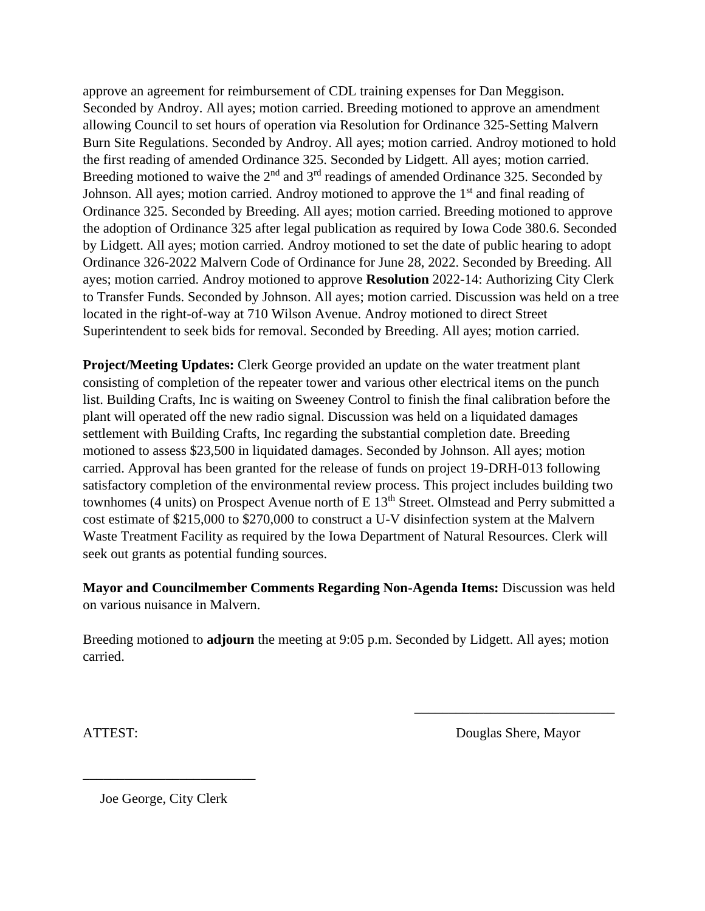approve an agreement for reimbursement of CDL training expenses for Dan Meggison. Seconded by Androy. All ayes; motion carried. Breeding motioned to approve an amendment allowing Council to set hours of operation via Resolution for Ordinance 325-Setting Malvern Burn Site Regulations. Seconded by Androy. All ayes; motion carried. Androy motioned to hold the first reading of amended Ordinance 325. Seconded by Lidgett. All ayes; motion carried. Breeding motioned to waive the 2nd and 3rd readings of amended Ordinance 325. Seconded by Johnson. All ayes; motion carried. Androy motioned to approve the 1st and final reading of Ordinance 325. Seconded by Breeding. All ayes; motion carried. Breeding motioned to approve the adoption of Ordinance 325 after legal publication as required by Iowa Code 380.6. Seconded by Lidgett. All ayes; motion carried. Androy motioned to set the date of public hearing to adopt Ordinance 326-2022 Malvern Code of Ordinance for June 28, 2022. Seconded by Breeding. All ayes; motion carried. Androy motioned to approve **Resolution** 2022-14: Authorizing City Clerk to Transfer Funds. Seconded by Johnson. All ayes; motion carried. Discussion was held on a tree located in the right-of-way at 710 Wilson Avenue. Androy motioned to direct Street Superintendent to seek bids for removal. Seconded by Breeding. All ayes; motion carried.

**Project/Meeting Updates:** Clerk George provided an update on the water treatment plant consisting of completion of the repeater tower and various other electrical items on the punch list. Building Crafts, Inc is waiting on Sweeney Control to finish the final calibration before the plant will operated off the new radio signal. Discussion was held on a liquidated damages settlement with Building Crafts, Inc regarding the substantial completion date. Breeding motioned to assess $23,500 in liquidated damages. Seconded by Johnson. All ayes; motion carried. Approval has been granted for the release of funds on project 19-DRH-013 following satisfactory completion of the environmental review process. This project includes building two townhomes (4 units) on Prospect Avenue north of E 13th Street. Olmstead and Perry submitted a cost estimate of $215,000 to $270,000 to construct a U-V disinfection system at the Malvern Waste Treatment Facility as required by the Iowa Department of Natural Resources. Clerk will seek out grants as potential funding sources.

**Mayor and Councilmember Comments Regarding Non-Agenda Items:** Discussion was held on various nuisance in Malvern.

Breeding motioned to **adjourn** the meeting at 9:05 p.m. Seconded by Lidgett. All ayes; motion carried.

_____________________________

ATTEST: Douglas Shere, Mayor

_________________________

Joe George, City Clerk